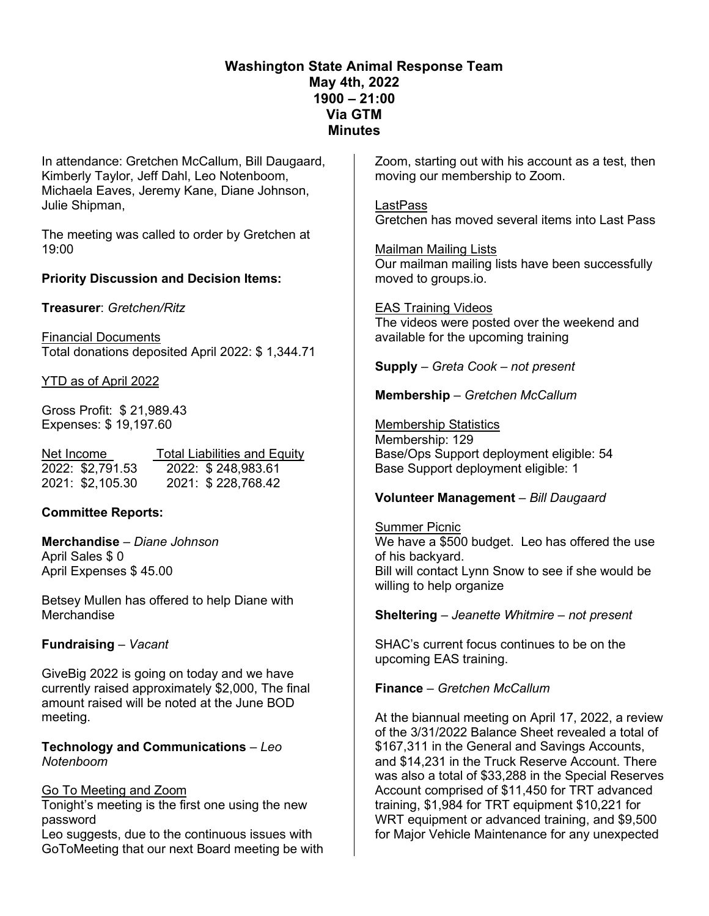# Washington State Animal Response Team
## May 4th, 2022
## 1900 – 21:00
## Via GTM
## Minutes

In attendance: Gretchen McCallum, Bill Daugaard, Kimberly Taylor, Jeff Dahl, Leo Notenboom, Michaela Eaves, Jeremy Kane, Diane Johnson, Julie Shipman,

The meeting was called to order by Gretchen at 19:00

**Priority Discussion and Decision Items:**

**Treasurer**: *Gretchen/Ritz*

Financial Documents
Total donations deposited April 2022: $ 1,344.71

YTD as of April 2022

Gross Profit: $ 21,989.43
Expenses: $ 19,197.60

| Net Income | Total Liabilities and Equity |
|---|---|
| 2022: $2,791.53 | 2022: $ 248,983.61 |
| 2021: $2,105.30 | 2021: $ 228,768.42 |

**Committee Reports:**

**Merchandise** – *Diane Johnson*
April Sales $ 0
April Expenses $ 45.00

Betsey Mullen has offered to help Diane with Merchandise

**Fundraising** – *Vacant*

GiveBig 2022 is going on today and we have currently raised approximately $2,000, The final amount raised will be noted at the June BOD meeting.

**Technology and Communications** – *Leo Notenboom*

Go To Meeting and Zoom
Tonight's meeting is the first one using the new password
Leo suggests, due to the continuous issues with GoToMeeting that our next Board meeting be with Zoom, starting out with his account as a test, then moving our membership to Zoom.

LastPass
Gretchen has moved several items into Last Pass

Mailman Mailing Lists
Our mailman mailing lists have been successfully moved to groups.io.

EAS Training Videos
The videos were posted over the weekend and available for the upcoming training

**Supply** – *Greta Cook – not present*

**Membership** – *Gretchen McCallum*

Membership Statistics
Membership: 129
Base/Ops Support deployment eligible: 54
Base Support deployment eligible: 1

**Volunteer Management** – *Bill Daugaard*

Summer Picnic
We have a $500 budget. Leo has offered the use of his backyard.
Bill will contact Lynn Snow to see if she would be willing to help organize

**Sheltering** – *Jeanette Whitmire – not present*

SHAC's current focus continues to be on the upcoming EAS training.

**Finance** – *Gretchen McCallum*

At the biannual meeting on April 17, 2022, a review of the 3/31/2022 Balance Sheet revealed a total of $167,311 in the General and Savings Accounts, and $14,231 in the Truck Reserve Account. There was also a total of $33,288 in the Special Reserves Account comprised of $11,450 for TRT advanced training, $1,984 for TRT equipment $10,221 for WRT equipment or advanced training, and $9,500 for Major Vehicle Maintenance for any unexpected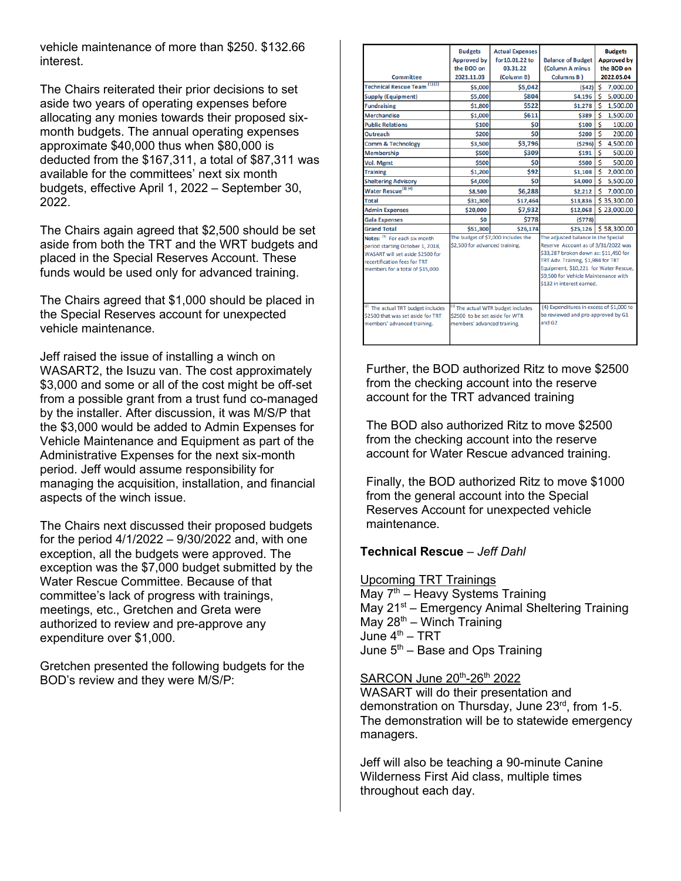vehicle maintenance of more than $250. $132.66 interest.

The Chairs reiterated their prior decisions to set aside two years of operating expenses before allocating any monies towards their proposed six-month budgets. The annual operating expenses approximate $40,000 thus when $80,000 is deducted from the $167,311, a total of $87,311 was available for the committees' next six month budgets, effective April 1, 2022 – September 30, 2022.

The Chairs again agreed that $2,500 should be set aside from both the TRT and the WRT budgets and placed in the Special Reserves Account. These funds would be used only for advanced training.

The Chairs agreed that $1,000 should be placed in the Special Reserves account for unexpected vehicle maintenance.

Jeff raised the issue of installing a winch on WASART2, the Isuzu van. The cost approximately $3,000 and some or all of the cost might be off-set from a possible grant from a trust fund co-managed by the installer. After discussion, it was M/S/P that the $3,000 would be added to Admin Expenses for Vehicle Maintenance and Equipment as part of the Administrative Expenses for the next six-month period. Jeff would assume responsibility for managing the acquisition, installation, and financial aspects of the winch issue.

The Chairs next discussed their proposed budgets for the period 4/1/2022 – 9/30/2022 and, with one exception, all the budgets were approved. The exception was the $7,000 budget submitted by the Water Rescue Committee. Because of that committee's lack of progress with trainings, meetings, etc., Gretchen and Greta were authorized to review and pre-approve any expenditure over $1,000.

Gretchen presented the following budgets for the BOD's review and they were M/S/P:

| Committee | Budgets Approved by the BOD on 2021.11.03 | Actual Expenses for 10.01.22 to 03.31.22 (Column B) | Balance of Budget (Column A minus Columns B ) | Budgets Approved by the BOD on 2022.05.04 |
|---|---|---|---|---|
| Technical Rescue Team [1][2] | $5,000 | $5,042 | ($42) | $ 7,000.00 |
| Supply (Equipment) | $5,000 | $804 | $4,196 | $ 5,000.00 |
| Fundraising | $1,800 | $522 | $1,278 | $ 1,500.00 |
| Merchandise | $1,000 | $611 | $389 | $ 1,500.00 |
| Public Relations | $100 | $0 | $100 | $ 100.00 |
| Outreach | $200 | $0 | $200 | $ 200.00 |
| Comm & Technology | $3,500 | $3,796 | ($296) | $ 4,500.00 |
| Membership | $500 | $309 | $191 | $ 500.00 |
| Vol. Mgmt | $500 | $0 | $500 | $ 500.00 |
| Training | $1,200 | $92 | $1,108 | $ 2,000.00 |
| Sheltering Advisory | $4,000 | $0 | $4,000 | $ 5,500.00 |
| Water Rescue [3][4] | $8,500 | $6,288 | $2,212 | $ 7,000.00 |
| Total | $31,300 | $17,464 | $13,836 | $ 35,300.00 |
| Admin Expenses | $20,000 | $7,932 | $12,068 | $ 23,000.00 |
| Gala Expenses | $0 | $778 | ($778) | |
| Grand Total | $51,300 | $26,174 | $25,126 | $ 58,300.00 |
| Notes: [1] For each six month period starting October 1, 2018, WASART will set aside $2500 for recertification fees for TRT members for a total of $15,000. | The budget of $7,000 includes the $2,500 for advanced training. | | The adjusted balance in the Special Reserve Account as of 3/31/2022 was $33,287 broken down as: $11,450 for TRT Adv. Training, $1,984 for TRT Equipment, $10,221 for Water Rescue, $9,500 for Vehicle Maintenance with $132 in interest earned. | |
| [2] The actual TRT budget includes $2500 that was set aside for TRT members' advanced training. | [3] The actual WTR budget includes $2500 to be set aside for WTR members' advanced training. | | (4) Expenditures in excess of $1,000 to be reviewed and pre-approved by G1 and G2 | |

Further, the BOD authorized Ritz to move $2500 from the checking account into the reserve account for the TRT advanced training

The BOD also authorized Ritz to move $2500 from the checking account into the reserve account for Water Rescue advanced training.

Finally, the BOD authorized Ritz to move $1000 from the general account into the Special Reserves Account for unexpected vehicle maintenance.

**Technical Rescue** – *Jeff Dahl*

Upcoming TRT Trainings
May 7th – Heavy Systems Training
May 21st – Emergency Animal Sheltering Training
May 28th – Winch Training
June 4th – TRT
June 5th – Base and Ops Training

SARCON June 20th-26th 2022
WASART will do their presentation and demonstration on Thursday, June 23rd, from 1-5. The demonstration will be to statewide emergency managers.

Jeff will also be teaching a 90-minute Canine Wilderness First Aid class, multiple times throughout each day.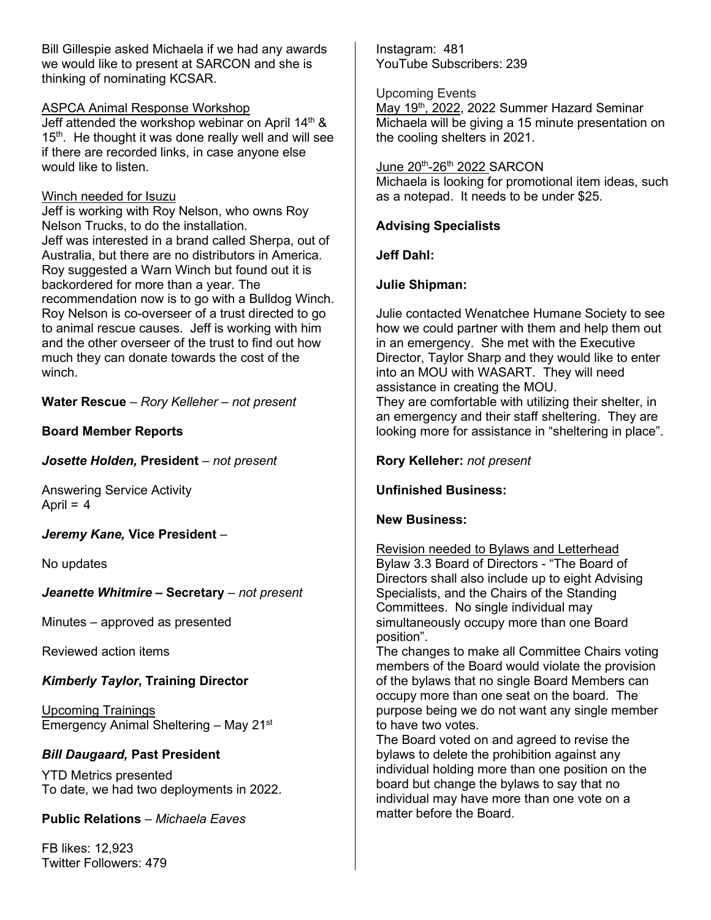Bill Gillespie asked Michaela if we had any awards we would like to present at SARCON and she is thinking of nominating KCSAR.

ASPCA Animal Response Workshop
Jeff attended the workshop webinar on April 14th & 15th. He thought it was done really well and will see if there are recorded links, in case anyone else would like to listen.

Winch needed for Isuzu
Jeff is working with Roy Nelson, who owns Roy Nelson Trucks, to do the installation.
Jeff was interested in a brand called Sherpa, out of Australia, but there are no distributors in America. Roy suggested a Warn Winch but found out it is backordered for more than a year. The recommendation now is to go with a Bulldog Winch. Roy Nelson is co-overseer of a trust directed to go to animal rescue causes. Jeff is working with him and the other overseer of the trust to find out how much they can donate towards the cost of the winch.

**Water Rescue** – *Rory Kelleher – not present*

**Board Member Reports**

***Josette Holden,* President** – *not present*

Answering Service Activity
April = 4

***Jeremy Kane,* Vice President** –

No updates

***Jeanette Whitmire* – Secretary** – *not present*

Minutes – approved as presented

Reviewed action items

***Kimberly Taylor*, Training Director**

Upcoming Trainings
Emergency Animal Sheltering – May 21st

***Bill Daugaard,* Past President**

YTD Metrics presented
To date, we had two deployments in 2022.

**Public Relations** – *Michaela Eaves*

FB likes: 12,923
Twitter Followers: 479
Instagram: 481
YouTube Subscribers: 239

Upcoming Events
May 19th, 2022, 2022 Summer Hazard Seminar
Michaela will be giving a 15 minute presentation on the cooling shelters in 2021.

June 20th-26th 2022 SARCON
Michaela is looking for promotional item ideas, such as a notepad. It needs to be under $25.

**Advising Specialists**

**Jeff Dahl:**

**Julie Shipman:**

Julie contacted Wenatchee Humane Society to see how we could partner with them and help them out in an emergency. She met with the Executive Director, Taylor Sharp and they would like to enter into an MOU with WASART. They will need assistance in creating the MOU.
They are comfortable with utilizing their shelter, in an emergency and their staff sheltering. They are looking more for assistance in "sheltering in place".

**Rory Kelleher:** *not present*

**Unfinished Business:**

**New Business:**

Revision needed to Bylaws and Letterhead
Bylaw 3.3 Board of Directors - "The Board of Directors shall also include up to eight Advising Specialists, and the Chairs of the Standing Committees. No single individual may simultaneously occupy more than one Board position".
The changes to make all Committee Chairs voting members of the Board would violate the provision of the bylaws that no single Board Members can occupy more than one seat on the board. The purpose being we do not want any single member to have two votes.
The Board voted on and agreed to revise the bylaws to delete the prohibition against any individual holding more than one position on the board but change the bylaws to say that no individual may have more than one vote on a matter before the Board.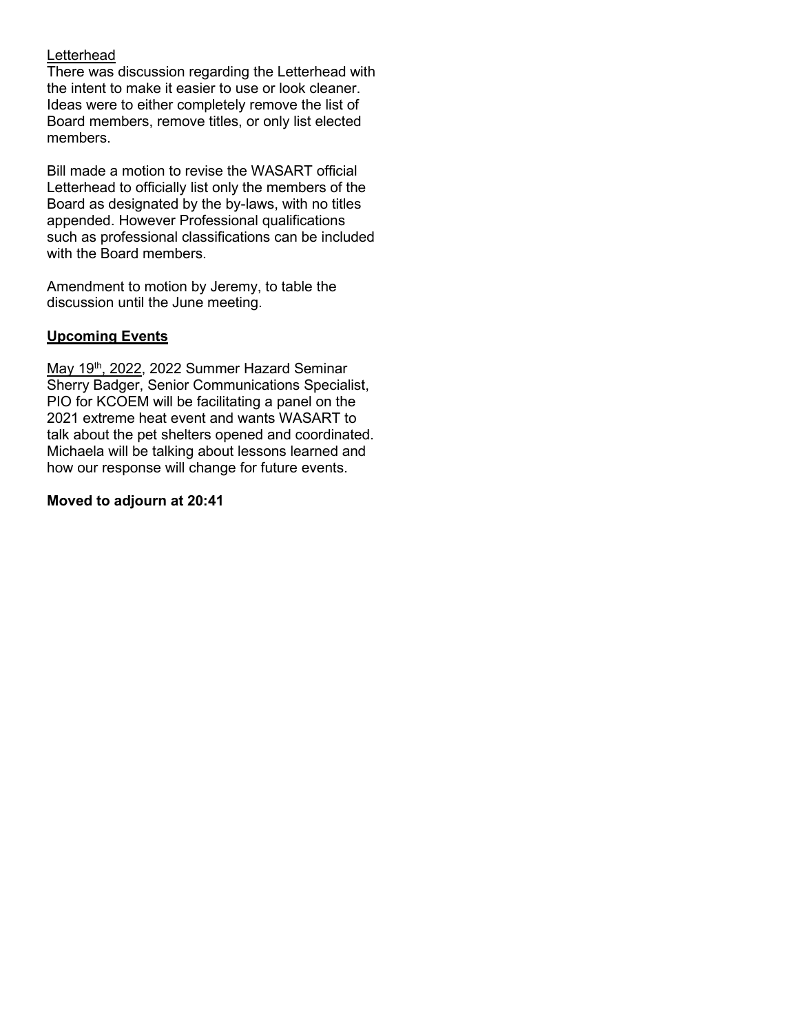Letterhead

There was discussion regarding the Letterhead with the intent to make it easier to use or look cleaner. Ideas were to either completely remove the list of Board members, remove titles, or only list elected members.

Bill made a motion to revise the WASART official Letterhead to officially list only the members of the Board as designated by the by-laws, with no titles appended. However Professional qualifications such as professional classifications can be included with the Board members.

Amendment to motion by Jeremy, to table the discussion until the June meeting.

**Upcoming Events**

May 19th, 2022, 2022 Summer Hazard Seminar
Sherry Badger, Senior Communications Specialist, PIO for KCOEM will be facilitating a panel on the 2021 extreme heat event and wants WASART to talk about the pet shelters opened and coordinated. Michaela will be talking about lessons learned and how our response will change for future events.

**Moved to adjourn at 20:41**